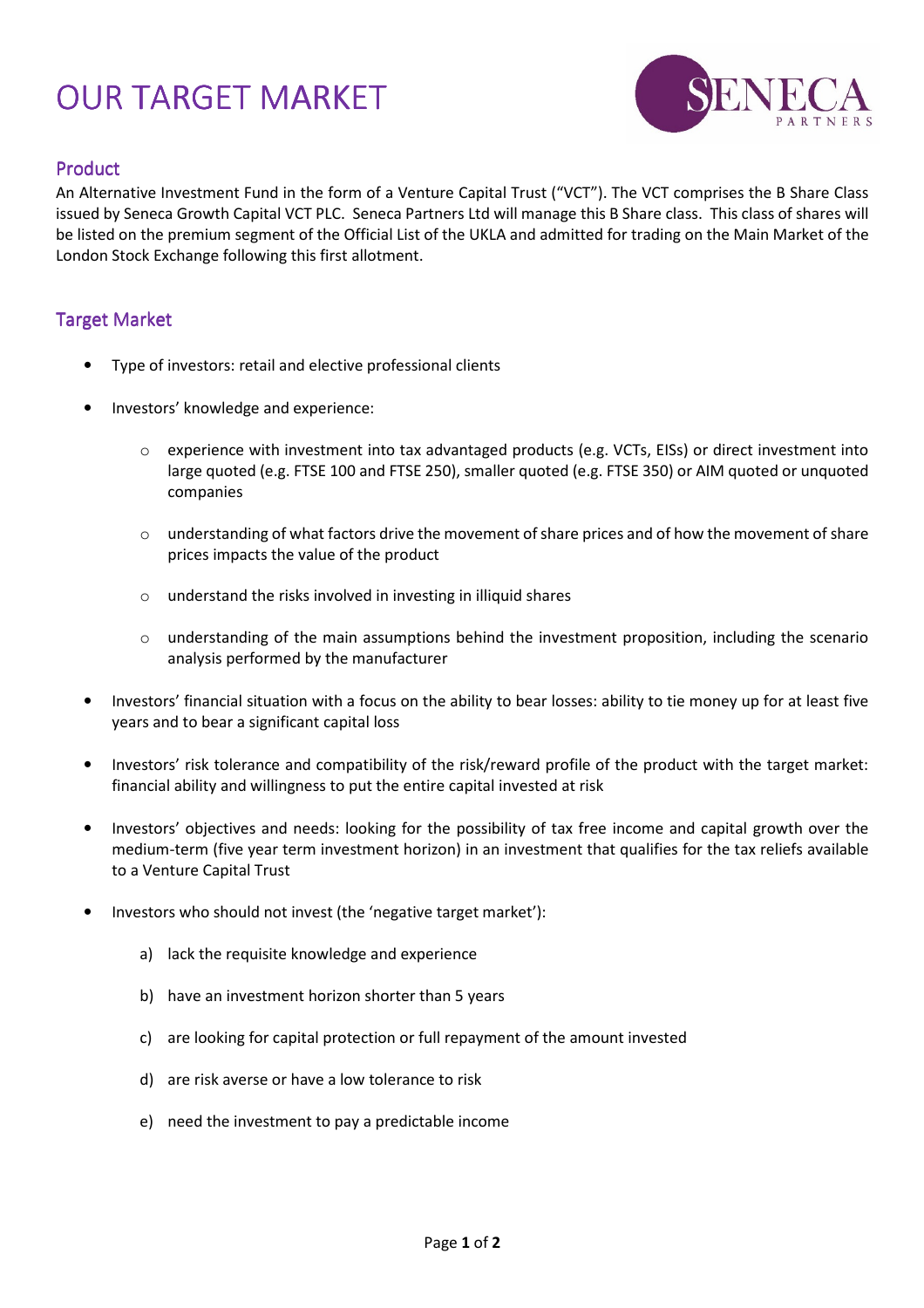# OUR TARGET MARKET

## Product

An Alternative Investment Fund in the form of a Venture Capital Trust ("VCT"). The VCT comprises the B Share Class issued by Seneca Growth Capital VCT PLC. Seneca Partners Ltd will manage this B Share class. This class of shares will be listed on the premium segment of the Official List of the UKLA and admitted for trading on the Main Market of the London Stock Exchange following this first allotment.

## Target Market

- Type of investors: retail and elective professional clients
- Investors' knowledge and experience:
  - experience with investment into tax advantaged products (e.g. VCTs, EISs) or direct investment into large quoted (e.g. FTSE 100 and FTSE 250), smaller quoted (e.g. FTSE 350) or AIM quoted or unquoted companies
  - understanding of what factors drive the movement of share prices and of how the movement of share prices impacts the value of the product
  - understand the risks involved in investing in illiquid shares
  - understanding of the main assumptions behind the investment proposition, including the scenario analysis performed by the manufacturer
- Investors' financial situation with a focus on the ability to bear losses: ability to tie money up for at least five years and to bear a significant capital loss
- Investors' risk tolerance and compatibility of the risk/reward profile of the product with the target market: financial ability and willingness to put the entire capital invested at risk
- Investors' objectives and needs: looking for the possibility of tax free income and capital growth over the medium-term (five year term investment horizon) in an investment that qualifies for the tax reliefs available to a Venture Capital Trust
- Investors who should not invest (the 'negative target market'):
  a) lack the requisite knowledge and experience
  b) have an investment horizon shorter than 5 years
  c) are looking for capital protection or full repayment of the amount invested
  d) are risk averse or have a low tolerance to risk
  e) need the investment to pay a predictable income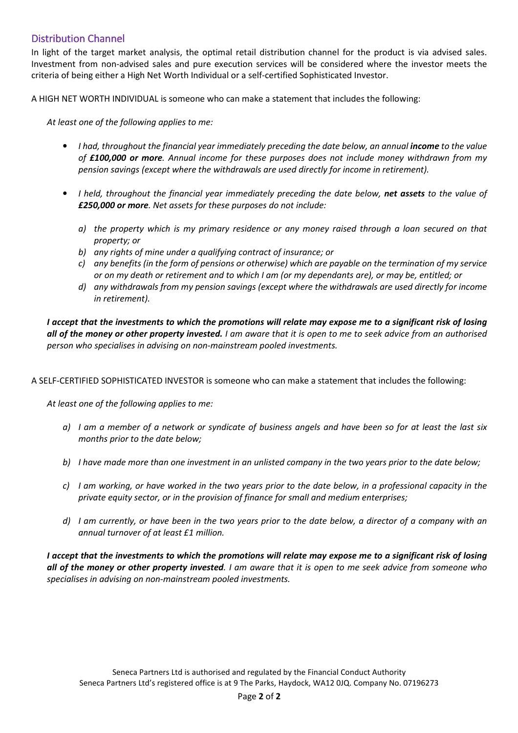## Distribution Channel

In light of the target market analysis, the optimal retail distribution channel for the product is via advised sales. Investment from non-advised sales and pure execution services will be considered where the investor meets the criteria of being either a High Net Worth Individual or a self-certified Sophisticated Investor.

A HIGH NET WORTH INDIVIDUAL is someone who can make a statement that includes the following:

*At least one of the following applies to me:*

- *I had, throughout the financial year immediately preceding the date below, an annual* ***income*** *to the value of* ***£100,000 or more****. Annual income for these purposes does not include money withdrawn from my pension savings (except where the withdrawals are used directly for income in retirement).*
- *I held, throughout the financial year immediately preceding the date below,* ***net assets*** *to the value of* ***£250,000 or more****. Net assets for these purposes do not include:*
  - *a) the property which is my primary residence or any money raised through a loan secured on that property; or*
  - *b) any rights of mine under a qualifying contract of insurance; or*
  - *c) any benefits (in the form of pensions or otherwise) which are payable on the termination of my service or on my death or retirement and to which I am (or my dependants are), or may be, entitled; or*
  - *d) any withdrawals from my pension savings (except where the withdrawals are used directly for income in retirement).*

***I accept that the investments to which the promotions will relate may expose me to a significant risk of losing all of the money or other property invested.*** *I am aware that it is open to me to seek advice from an authorised person who specialises in advising on non-mainstream pooled investments.*

A SELF-CERTIFIED SOPHISTICATED INVESTOR is someone who can make a statement that includes the following:

*At least one of the following applies to me:*

*a) I am a member of a network or syndicate of business angels and have been so for at least the last six months prior to the date below;*

*b) I have made more than one investment in an unlisted company in the two years prior to the date below;*

*c) I am working, or have worked in the two years prior to the date below, in a professional capacity in the private equity sector, or in the provision of finance for small and medium enterprises;*

*d) I am currently, or have been in the two years prior to the date below, a director of a company with an annual turnover of at least £1 million.*

***I accept that the investments to which the promotions will relate may expose me to a significant risk of losing all of the money or other property invested****. I am aware that it is open to me seek advice from someone who specialises in advising on non-mainstream pooled investments.*

Seneca Partners Ltd is authorised and regulated by the Financial Conduct Authority
Seneca Partners Ltd's registered office is at 9 The Parks, Haydock, WA12 0JQ. Company No. 07196273